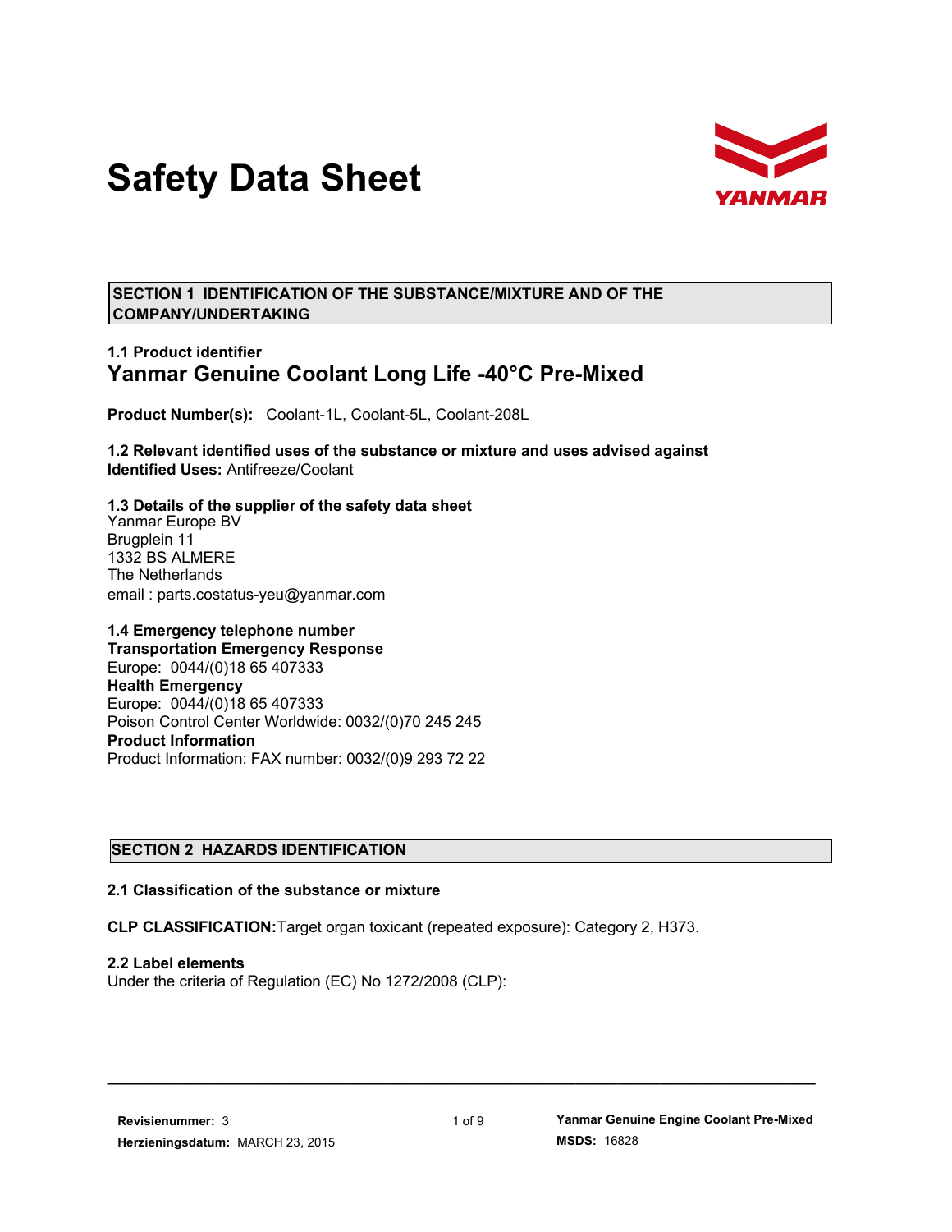# Safety Data Sheet

YANMAR

## SECTION 1 IDENTIFICATION OF THE SUBSTANCE/MIXTURE AND OF THE COMPANY/UNDERTAKING

### 1.1 Product identifier

## Yanmar Genuine Coolant Long Life -40°C Pre-Mixed

**Product Number(s):** Coolant-1L, Coolant-5L, Coolant-208L

### 1.2 Relevant identified uses of the substance or mixture and uses advised against

**Identified Uses:** Antifreeze/Coolant

### 1.3 Details of the supplier of the safety data sheet

Yanmar Europe BV
Brugplein 11
1332 BS ALMERE
The Netherlands
email : parts.costatus-yeu@yanmar.com

### 1.4 Emergency telephone number

**Transportation Emergency Response**
Europe: 0044/(0)18 65 407333
**Health Emergency**
Europe: 0044/(0)18 65 407333
Poison Control Center Worldwide: 0032/(0)70 245 245
**Product Information**
Product Information: FAX number: 0032/(0)9 293 72 22

## SECTION 2 HAZARDS IDENTIFICATION

### 2.1 Classification of the substance or mixture

**CLP CLASSIFICATION:** Target organ toxicant (repeated exposure): Category 2, H373.

### 2.2 Label elements

Under the criteria of Regulation (EC) No 1272/2008 (CLP):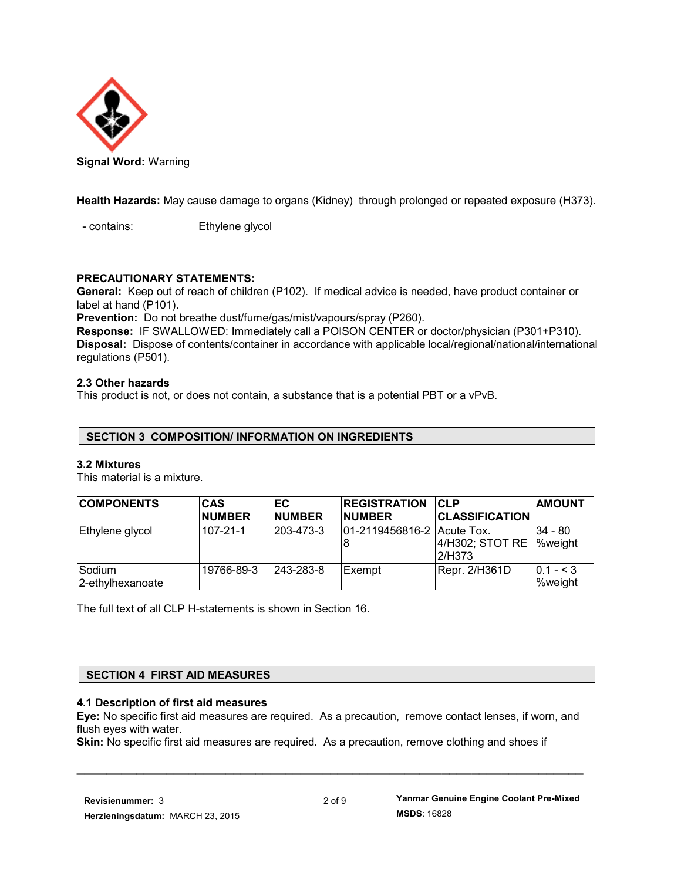**Signal Word:** Warning

**Health Hazards:** May cause damage to organs (Kidney) through prolonged or repeated exposure (H373).

- contains: Ethylene glycol

**PRECAUTIONARY STATEMENTS:**
**General:** Keep out of reach of children (P102). If medical advice is needed, have product container or label at hand (P101).
**Prevention:** Do not breathe dust/fume/gas/mist/vapours/spray (P260).
**Response:** IF SWALLOWED: Immediately call a POISON CENTER or doctor/physician (P301+P310).
**Disposal:** Dispose of contents/container in accordance with applicable local/regional/national/international regulations (P501).

### 2.3 Other hazards

This product is not, or does not contain, a substance that is a potential PBT or a vPvB.

## SECTION 3 COMPOSITION/ INFORMATION ON INGREDIENTS

### 3.2 Mixtures

This material is a mixture.

| COMPONENTS | CAS NUMBER | EC NUMBER | REGISTRATION NUMBER | CLP CLASSIFICATION | AMOUNT |
|---|---|---|---|---|---|
| Ethylene glycol | 107-21-1 | 203-473-3 | 01-2119456816-28 | Acute Tox. 4/H302; STOT RE 2/H373 | 34 - 80 %weight |
| Sodium 2-ethylhexanoate | 19766-89-3 | 243-283-8 | Exempt | Repr. 2/H361D | 0.1 - < 3 %weight |

The full text of all CLP H-statements is shown in Section 16.

## SECTION 4 FIRST AID MEASURES

### 4.1 Description of first aid measures

**Eye:** No specific first aid measures are required. As a precaution, remove contact lenses, if worn, and flush eyes with water.
**Skin:** No specific first aid measures are required. As a precaution, remove clothing and shoes if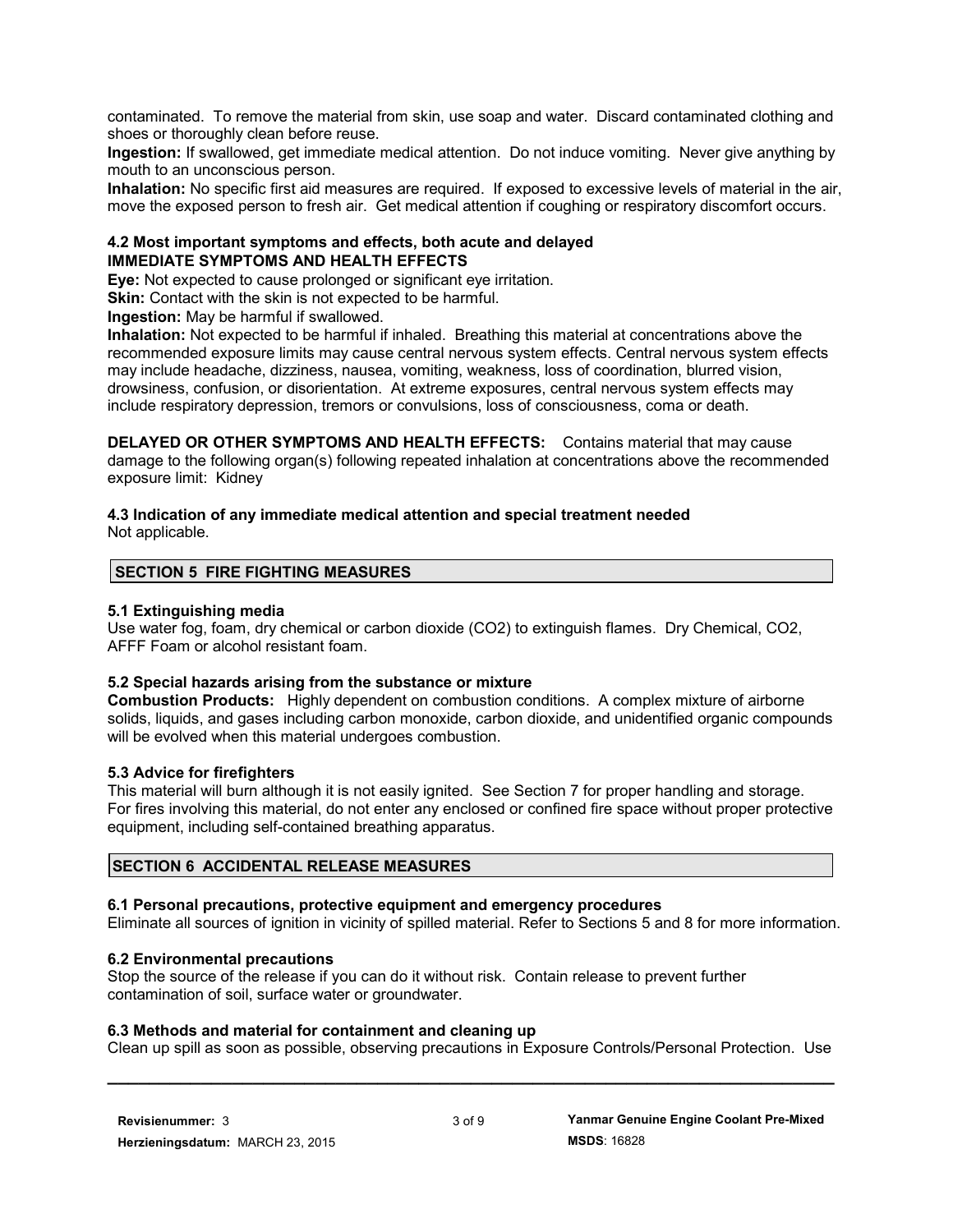contaminated. To remove the material from skin, use soap and water. Discard contaminated clothing and shoes or thoroughly clean before reuse.

**Ingestion:** If swallowed, get immediate medical attention. Do not induce vomiting. Never give anything by mouth to an unconscious person.

**Inhalation:** No specific first aid measures are required. If exposed to excessive levels of material in the air, move the exposed person to fresh air. Get medical attention if coughing or respiratory discomfort occurs.

### 4.2 Most important symptoms and effects, both acute and delayed

**IMMEDIATE SYMPTOMS AND HEALTH EFFECTS**

**Eye:** Not expected to cause prolonged or significant eye irritation.

**Skin:** Contact with the skin is not expected to be harmful.

**Ingestion:** May be harmful if swallowed.

**Inhalation:** Not expected to be harmful if inhaled. Breathing this material at concentrations above the recommended exposure limits may cause central nervous system effects. Central nervous system effects may include headache, dizziness, nausea, vomiting, weakness, loss of coordination, blurred vision, drowsiness, confusion, or disorientation. At extreme exposures, central nervous system effects may include respiratory depression, tremors or convulsions, loss of consciousness, coma or death.

**DELAYED OR OTHER SYMPTOMS AND HEALTH EFFECTS:** Contains material that may cause damage to the following organ(s) following repeated inhalation at concentrations above the recommended exposure limit: Kidney

### 4.3 Indication of any immediate medical attention and special treatment needed

Not applicable.

## SECTION 5 FIRE FIGHTING MEASURES

### 5.1 Extinguishing media

Use water fog, foam, dry chemical or carbon dioxide ($CO_2$) to extinguish flames. Dry Chemical, $CO_2$, AFFF Foam or alcohol resistant foam.

### 5.2 Special hazards arising from the substance or mixture

**Combustion Products:** Highly dependent on combustion conditions. A complex mixture of airborne solids, liquids, and gases including carbon monoxide, carbon dioxide, and unidentified organic compounds will be evolved when this material undergoes combustion.

### 5.3 Advice for firefighters

This material will burn although it is not easily ignited. See Section 7 for proper handling and storage. For fires involving this material, do not enter any enclosed or confined fire space without proper protective equipment, including self-contained breathing apparatus.

## SECTION 6 ACCIDENTAL RELEASE MEASURES

### 6.1 Personal precautions, protective equipment and emergency procedures

Eliminate all sources of ignition in vicinity of spilled material. Refer to Sections 5 and 8 for more information.

### 6.2 Environmental precautions

Stop the source of the release if you can do it without risk. Contain release to prevent further contamination of soil, surface water or groundwater.

### 6.3 Methods and material for containment and cleaning up

Clean up spill as soon as possible, observing precautions in Exposure Controls/Personal Protection. Use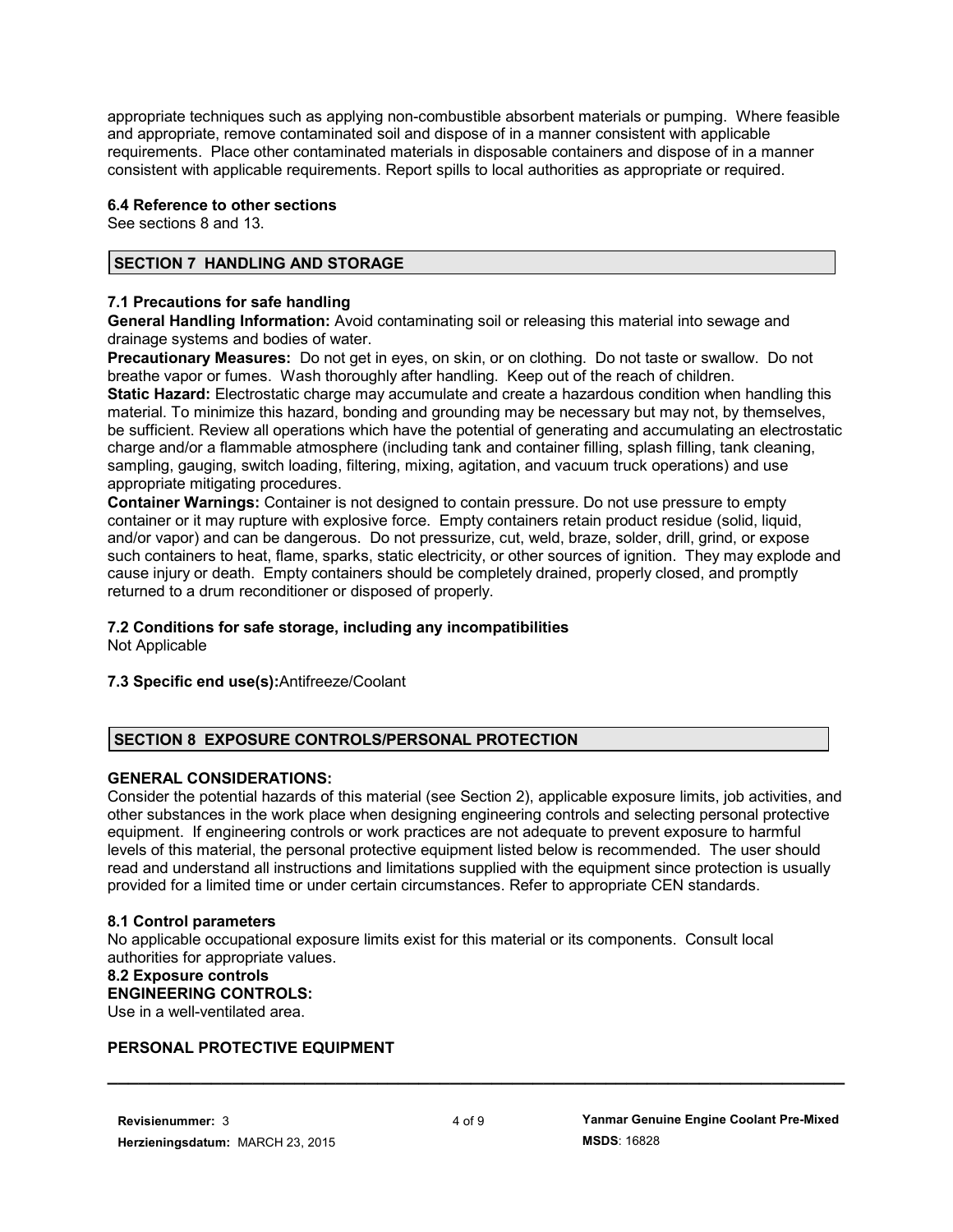appropriate techniques such as applying non-combustible absorbent materials or pumping. Where feasible and appropriate, remove contaminated soil and dispose of in a manner consistent with applicable requirements. Place other contaminated materials in disposable containers and dispose of in a manner consistent with applicable requirements. Report spills to local authorities as appropriate or required.

### 6.4 Reference to other sections

See sections 8 and 13.

## SECTION 7 HANDLING AND STORAGE

### 7.1 Precautions for safe handling

**General Handling Information:** Avoid contaminating soil or releasing this material into sewage and drainage systems and bodies of water.

**Precautionary Measures:** Do not get in eyes, on skin, or on clothing. Do not taste or swallow. Do not breathe vapor or fumes. Wash thoroughly after handling. Keep out of the reach of children.

**Static Hazard:** Electrostatic charge may accumulate and create a hazardous condition when handling this material. To minimize this hazard, bonding and grounding may be necessary but may not, by themselves, be sufficient. Review all operations which have the potential of generating and accumulating an electrostatic charge and/or a flammable atmosphere (including tank and container filling, splash filling, tank cleaning, sampling, gauging, switch loading, filtering, mixing, agitation, and vacuum truck operations) and use appropriate mitigating procedures.

**Container Warnings:** Container is not designed to contain pressure. Do not use pressure to empty container or it may rupture with explosive force. Empty containers retain product residue (solid, liquid, and/or vapor) and can be dangerous. Do not pressurize, cut, weld, braze, solder, drill, grind, or expose such containers to heat, flame, sparks, static electricity, or other sources of ignition. They may explode and cause injury or death. Empty containers should be completely drained, properly closed, and promptly returned to a drum reconditioner or disposed of properly.

### 7.2 Conditions for safe storage, including any incompatibilities

Not Applicable

**7.3 Specific end use(s):**Antifreeze/Coolant

## SECTION 8 EXPOSURE CONTROLS/PERSONAL PROTECTION

**GENERAL CONSIDERATIONS:**

Consider the potential hazards of this material (see Section 2), applicable exposure limits, job activities, and other substances in the work place when designing engineering controls and selecting personal protective equipment. If engineering controls or work practices are not adequate to prevent exposure to harmful levels of this material, the personal protective equipment listed below is recommended. The user should read and understand all instructions and limitations supplied with the equipment since protection is usually provided for a limited time or under certain circumstances. Refer to appropriate CEN standards.

### 8.1 Control parameters

No applicable occupational exposure limits exist for this material or its components. Consult local authorities for appropriate values.

### 8.2 Exposure controls

**ENGINEERING CONTROLS:**

Use in a well-ventilated area.

**PERSONAL PROTECTIVE EQUIPMENT**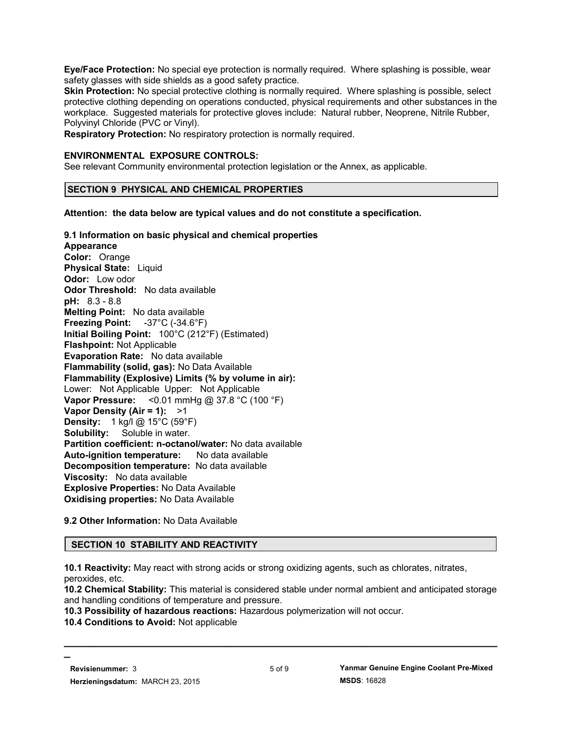**Eye/Face Protection:** No special eye protection is normally required. Where splashing is possible, wear safety glasses with side shields as a good safety practice.
**Skin Protection:** No special protective clothing is normally required. Where splashing is possible, select protective clothing depending on operations conducted, physical requirements and other substances in the workplace. Suggested materials for protective gloves include: Natural rubber, Neoprene, Nitrile Rubber, Polyvinyl Chloride (PVC or Vinyl).
**Respiratory Protection:** No respiratory protection is normally required.

**ENVIRONMENTAL EXPOSURE CONTROLS:**
See relevant Community environmental protection legislation or the Annex, as applicable.

## SECTION 9 PHYSICAL AND CHEMICAL PROPERTIES

**Attention: the data below are typical values and do not constitute a specification.**

**9.1 Information on basic physical and chemical properties**
**Appearance**
**Color:** Orange
**Physical State:** Liquid
**Odor:** Low odor
**Odor Threshold:** No data available
**pH:** 8.3 - 8.8
**Melting Point:** No data available
**Freezing Point:** -37°C (-34.6°F)
**Initial Boiling Point:** 100°C (212°F) (Estimated)
**Flashpoint:** Not Applicable
**Evaporation Rate:** No data available
**Flammability (solid, gas):** No Data Available
**Flammability (Explosive) Limits (% by volume in air):**
Lower: Not Applicable Upper: Not Applicable
**Vapor Pressure:** <0.01 mmHg @ 37.8 °C (100 °F)
**Vapor Density (Air = 1):** >1
**Density:** 1 kg/l @ 15°C (59°F)
**Solubility:** Soluble in water.
**Partition coefficient: n-octanol/water:** No data available
**Auto-ignition temperature:** No data available
**Decomposition temperature:** No data available
**Viscosity:** No data available
**Explosive Properties:** No Data Available
**Oxidising properties:** No Data Available

**9.2 Other Information:** No Data Available

## SECTION 10 STABILITY AND REACTIVITY

**10.1 Reactivity:** May react with strong acids or strong oxidizing agents, such as chlorates, nitrates, peroxides, etc.
**10.2 Chemical Stability:** This material is considered stable under normal ambient and anticipated storage and handling conditions of temperature and pressure.
**10.3 Possibility of hazardous reactions:** Hazardous polymerization will not occur.
**10.4 Conditions to Avoid:** Not applicable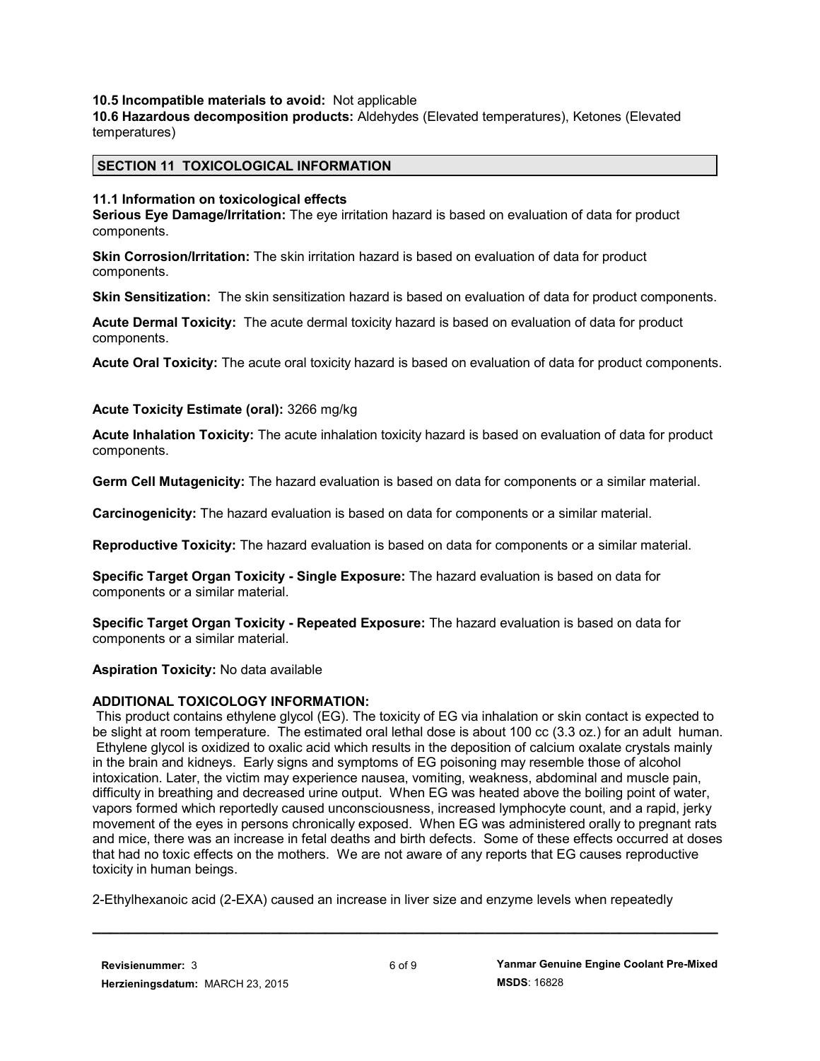**10.5 Incompatible materials to avoid:** Not applicable
**10.6 Hazardous decomposition products:** Aldehydes (Elevated temperatures), Ketones (Elevated temperatures)

## SECTION 11 TOXICOLOGICAL INFORMATION

**11.1 Information on toxicological effects**

**Serious Eye Damage/Irritation:** The eye irritation hazard is based on evaluation of data for product components.

**Skin Corrosion/Irritation:** The skin irritation hazard is based on evaluation of data for product components.

**Skin Sensitization:** The skin sensitization hazard is based on evaluation of data for product components.

**Acute Dermal Toxicity:** The acute dermal toxicity hazard is based on evaluation of data for product components.

**Acute Oral Toxicity:** The acute oral toxicity hazard is based on evaluation of data for product components.

**Acute Toxicity Estimate (oral):** 3266 mg/kg

**Acute Inhalation Toxicity:** The acute inhalation toxicity hazard is based on evaluation of data for product components.

**Germ Cell Mutagenicity:** The hazard evaluation is based on data for components or a similar material.

**Carcinogenicity:** The hazard evaluation is based on data for components or a similar material.

**Reproductive Toxicity:** The hazard evaluation is based on data for components or a similar material.

**Specific Target Organ Toxicity - Single Exposure:** The hazard evaluation is based on data for components or a similar material.

**Specific Target Organ Toxicity - Repeated Exposure:** The hazard evaluation is based on data for components or a similar material.

**Aspiration Toxicity:** No data available

**ADDITIONAL TOXICOLOGY INFORMATION:**

This product contains ethylene glycol (EG). The toxicity of EG via inhalation or skin contact is expected to be slight at room temperature. The estimated oral lethal dose is about 100 cc (3.3 oz.) for an adult human. Ethylene glycol is oxidized to oxalic acid which results in the deposition of calcium oxalate crystals mainly in the brain and kidneys. Early signs and symptoms of EG poisoning may resemble those of alcohol intoxication. Later, the victim may experience nausea, vomiting, weakness, abdominal and muscle pain, difficulty in breathing and decreased urine output. When EG was heated above the boiling point of water, vapors formed which reportedly caused unconsciousness, increased lymphocyte count, and a rapid, jerky movement of the eyes in persons chronically exposed. When EG was administered orally to pregnant rats and mice, there was an increase in fetal deaths and birth defects. Some of these effects occurred at doses that had no toxic effects on the mothers. We are not aware of any reports that EG causes reproductive toxicity in human beings.

2-Ethylhexanoic acid (2-EXA) caused an increase in liver size and enzyme levels when repeatedly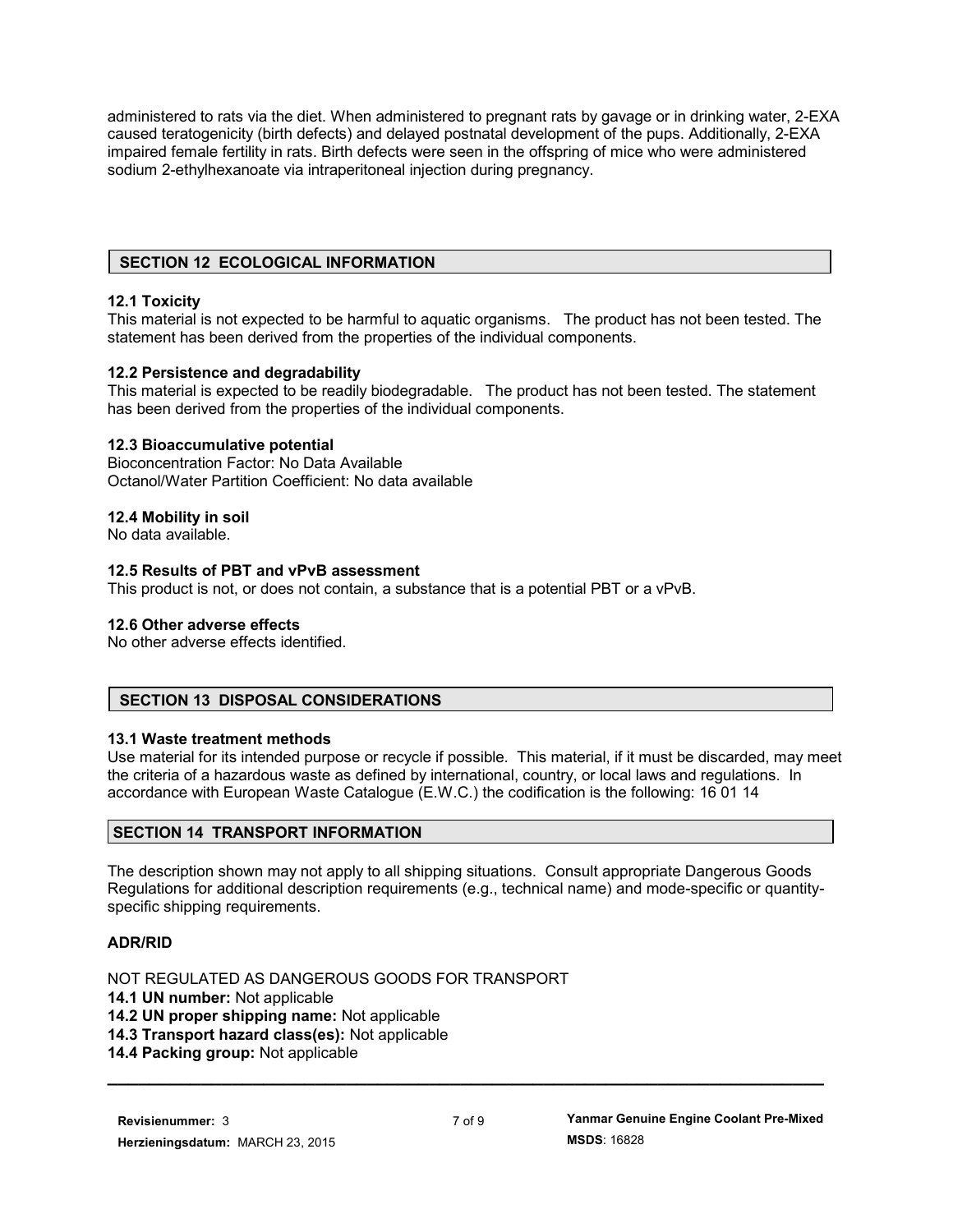administered to rats via the diet. When administered to pregnant rats by gavage or in drinking water, 2-EXA caused teratogenicity (birth defects) and delayed postnatal development of the pups. Additionally, 2-EXA impaired female fertility in rats. Birth defects were seen in the offspring of mice who were administered sodium 2-ethylhexanoate via intraperitoneal injection during pregnancy.

## SECTION 12 ECOLOGICAL INFORMATION

### 12.1 Toxicity

This material is not expected to be harmful to aquatic organisms. The product has not been tested. The statement has been derived from the properties of the individual components.

### 12.2 Persistence and degradability

This material is expected to be readily biodegradable. The product has not been tested. The statement has been derived from the properties of the individual components.

### 12.3 Bioaccumulative potential

Bioconcentration Factor: No Data Available
Octanol/Water Partition Coefficient: No data available

### 12.4 Mobility in soil

No data available.

### 12.5 Results of PBT and vPvB assessment

This product is not, or does not contain, a substance that is a potential PBT or a vPvB.

### 12.6 Other adverse effects

No other adverse effects identified.

## SECTION 13 DISPOSAL CONSIDERATIONS

### 13.1 Waste treatment methods

Use material for its intended purpose or recycle if possible. This material, if it must be discarded, may meet the criteria of a hazardous waste as defined by international, country, or local laws and regulations. In accordance with European Waste Catalogue (E.W.C.) the codification is the following: 16 01 14

## SECTION 14 TRANSPORT INFORMATION

The description shown may not apply to all shipping situations. Consult appropriate Dangerous Goods Regulations for additional description requirements (e.g., technical name) and mode-specific or quantity-specific shipping requirements.

### ADR/RID

NOT REGULATED AS DANGEROUS GOODS FOR TRANSPORT
**14.1 UN number:** Not applicable
**14.2 UN proper shipping name:** Not applicable
**14.3 Transport hazard class(es):** Not applicable
**14.4 Packing group:** Not applicable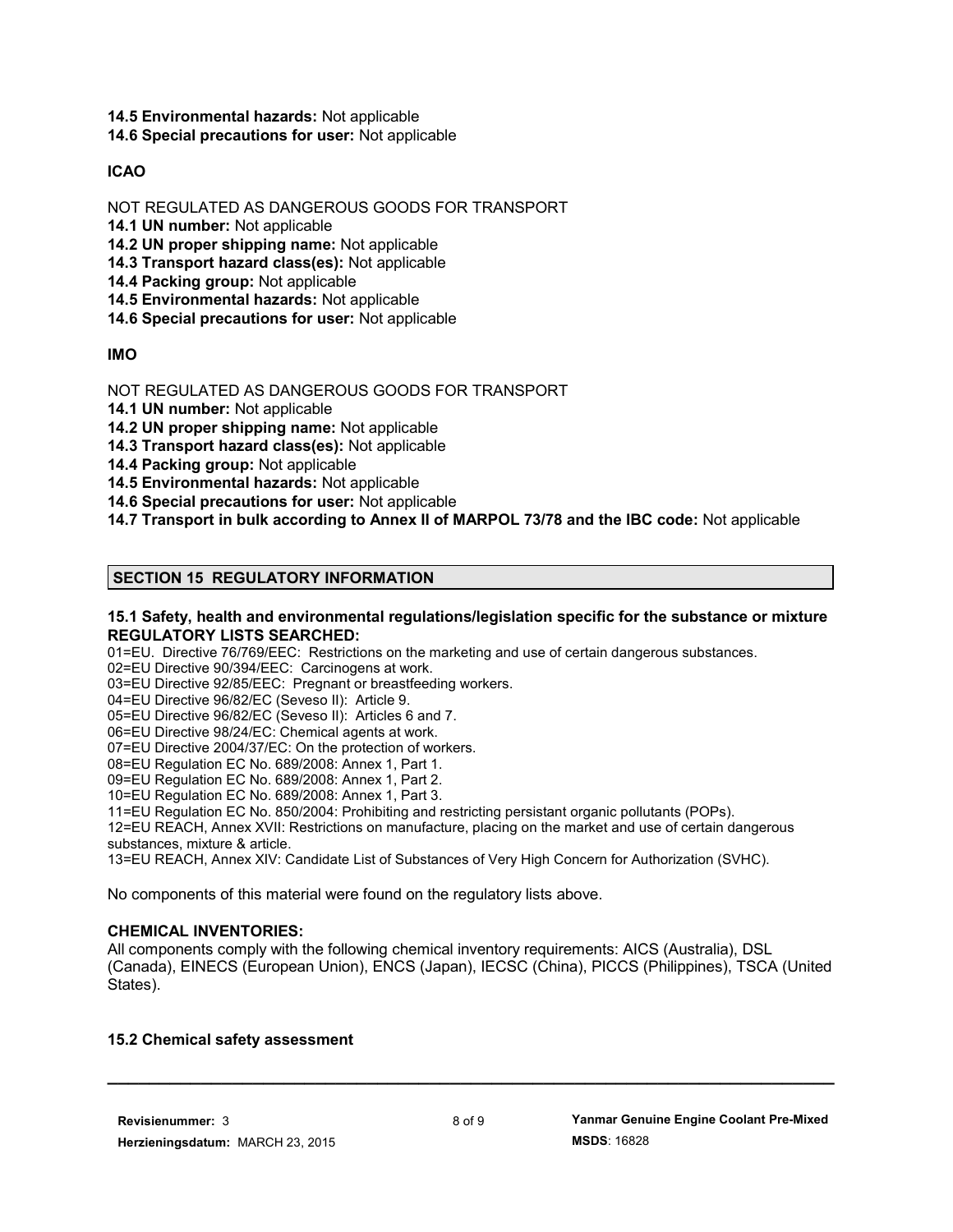**14.5 Environmental hazards:** Not applicable
**14.6 Special precautions for user:** Not applicable

**ICAO**

NOT REGULATED AS DANGEROUS GOODS FOR TRANSPORT
**14.1 UN number:** Not applicable
**14.2 UN proper shipping name:** Not applicable
**14.3 Transport hazard class(es):** Not applicable
**14.4 Packing group:** Not applicable
**14.5 Environmental hazards:** Not applicable
**14.6 Special precautions for user:** Not applicable

**IMO**

NOT REGULATED AS DANGEROUS GOODS FOR TRANSPORT
**14.1 UN number:** Not applicable
**14.2 UN proper shipping name:** Not applicable
**14.3 Transport hazard class(es):** Not applicable
**14.4 Packing group:** Not applicable
**14.5 Environmental hazards:** Not applicable
**14.6 Special precautions for user:** Not applicable
**14.7 Transport in bulk according to Annex II of MARPOL 73/78 and the IBC code:** Not applicable

## SECTION 15 REGULATORY INFORMATION

**15.1 Safety, health and environmental regulations/legislation specific for the substance or mixture**
**REGULATORY LISTS SEARCHED:**

01=EU. Directive 76/769/EEC: Restrictions on the marketing and use of certain dangerous substances.
02=EU Directive 90/394/EEC: Carcinogens at work.
03=EU Directive 92/85/EEC: Pregnant or breastfeeding workers.
04=EU Directive 96/82/EC (Seveso II): Article 9.
05=EU Directive 96/82/EC (Seveso II): Articles 6 and 7.
06=EU Directive 98/24/EC: Chemical agents at work.
07=EU Directive 2004/37/EC: On the protection of workers.
08=EU Regulation EC No. 689/2008: Annex 1, Part 1.
09=EU Regulation EC No. 689/2008: Annex 1, Part 2.
10=EU Regulation EC No. 689/2008: Annex 1, Part 3.
11=EU Regulation EC No. 850/2004: Prohibiting and restricting persistant organic pollutants (POPs).
12=EU REACH, Annex XVII: Restrictions on manufacture, placing on the market and use of certain dangerous substances, mixture & article.
13=EU REACH, Annex XIV: Candidate List of Substances of Very High Concern for Authorization (SVHC).

No components of this material were found on the regulatory lists above.

**CHEMICAL INVENTORIES:**

All components comply with the following chemical inventory requirements: AICS (Australia), DSL (Canada), EINECS (European Union), ENCS (Japan), IECSC (China), PICCS (Philippines), TSCA (United States).

**15.2 Chemical safety assessment**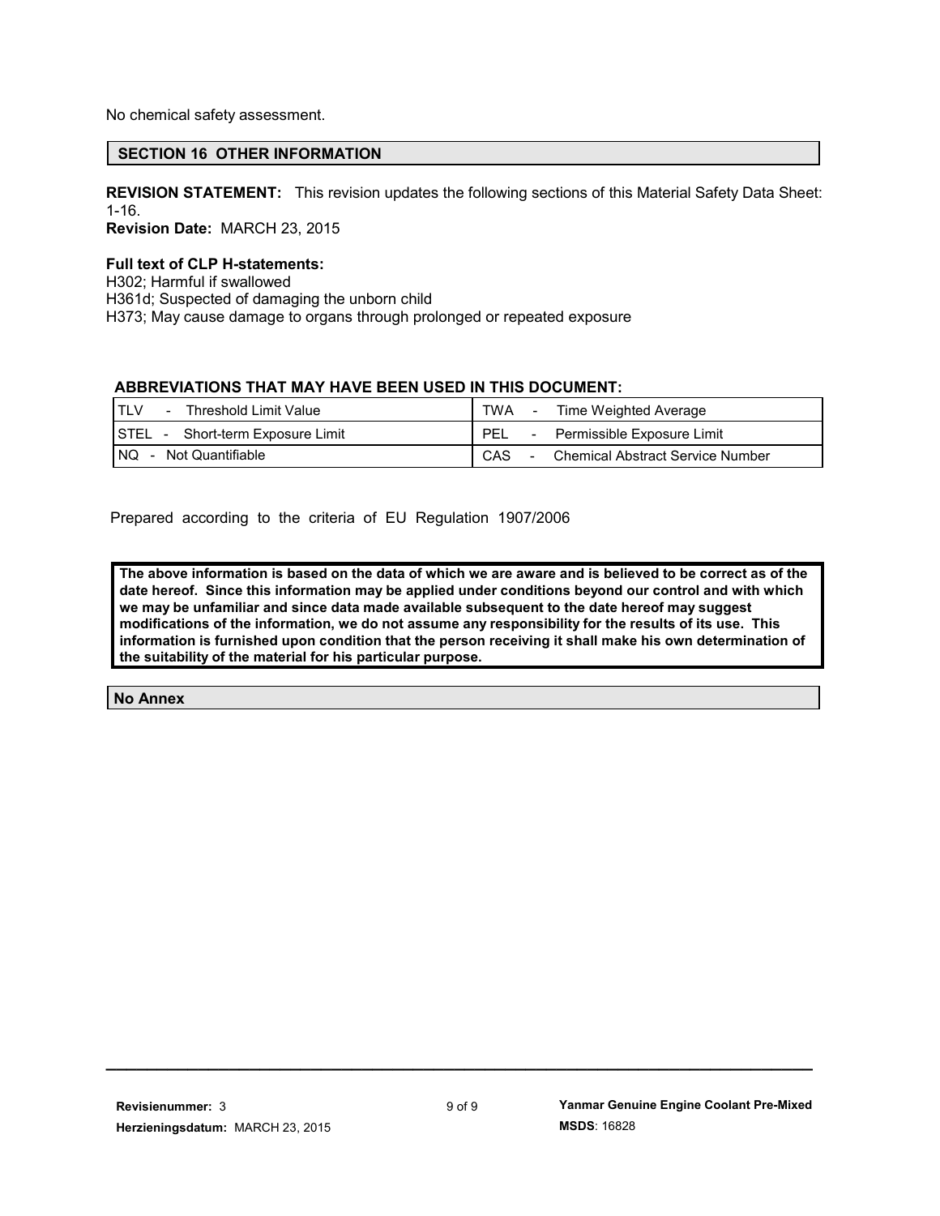No chemical safety assessment.

## SECTION 16 OTHER INFORMATION

**REVISION STATEMENT:** This revision updates the following sections of this Material Safety Data Sheet: 1-16.

**Revision Date:** MARCH 23, 2015

**Full text of CLP H-statements:**

H302; Harmful if swallowed

H361d; Suspected of damaging the unborn child

H373; May cause damage to organs through prolonged or repeated exposure

**ABBREVIATIONS THAT MAY HAVE BEEN USED IN THIS DOCUMENT:**

| | |
|---|---|
| TLV - Threshold Limit Value | TWA - Time Weighted Average |
| STEL - Short-term Exposure Limit | PEL - Permissible Exposure Limit |
| NQ - Not Quantifiable | CAS - Chemical Abstract Service Number |

Prepared according to the criteria of EU Regulation 1907/2006

**The above information is based on the data of which we are aware and is believed to be correct as of the date hereof. Since this information may be applied under conditions beyond our control and with which we may be unfamiliar and since data made available subsequent to the date hereof may suggest modifications of the information, we do not assume any responsibility for the results of its use. This information is furnished upon condition that the person receiving it shall make his own determination of the suitability of the material for his particular purpose.**

**No Annex**